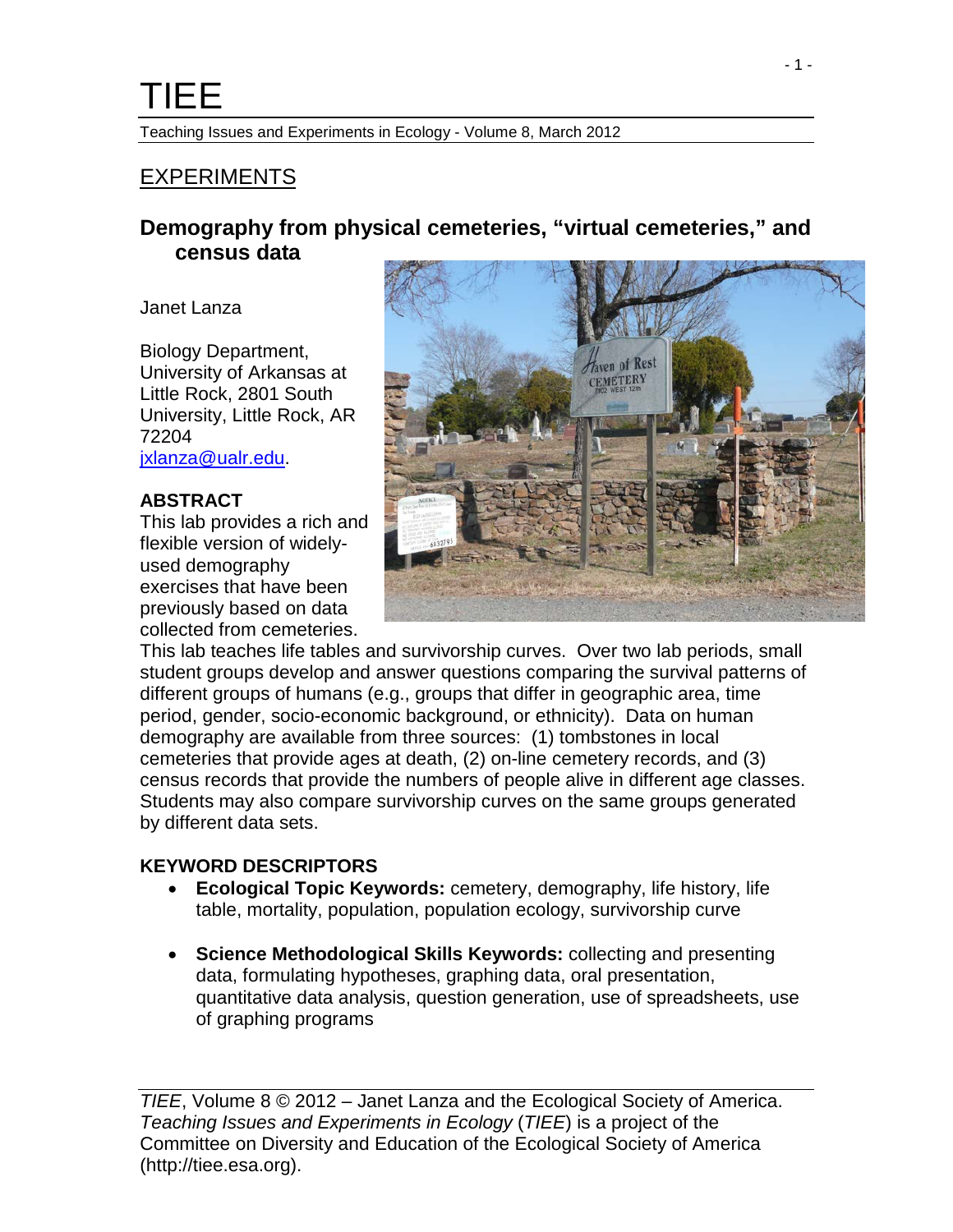# TIEE

Teaching Issues and Experiments in Ecology - Volume 8, March 2012

## EXPERIMENTS

## Demography from physical cemeteries, "virtual cemeteries," and census data

Janet Lanza

Biology Department, University of Arkansas at Little Rock, 2801 South University, Little Rock, AR 72204
jxlanza@ualr.edu.

**ABSTRACT**

This lab provides a rich and flexible version of widely-used demography exercises that have been previously based on data collected from cemeteries. This lab teaches life tables and survivorship curves. Over two lab periods, small student groups develop and answer questions comparing the survival patterns of different groups of humans (e.g., groups that differ in geographic area, time period, gender, socio-economic background, or ethnicity). Data on human demography are available from three sources: (1) tombstones in local cemeteries that provide ages at death, (2) on-line cemetery records, and (3) census records that provide the numbers of people alive in different age classes. Students may also compare survivorship curves on the same groups generated by different data sets.

**KEYWORD DESCRIPTORS**

- **Ecological Topic Keywords:** cemetery, demography, life history, life table, mortality, population, population ecology, survivorship curve
- **Science Methodological Skills Keywords:** collecting and presenting data, formulating hypotheses, graphing data, oral presentation, quantitative data analysis, question generation, use of spreadsheets, use of graphing programs

*TIEE*, Volume 8 © 2012 – Janet Lanza and the Ecological Society of America. *Teaching Issues and Experiments in Ecology* (*TIEE*) is a project of the Committee on Diversity and Education of the Ecological Society of America (http://tiee.esa.org).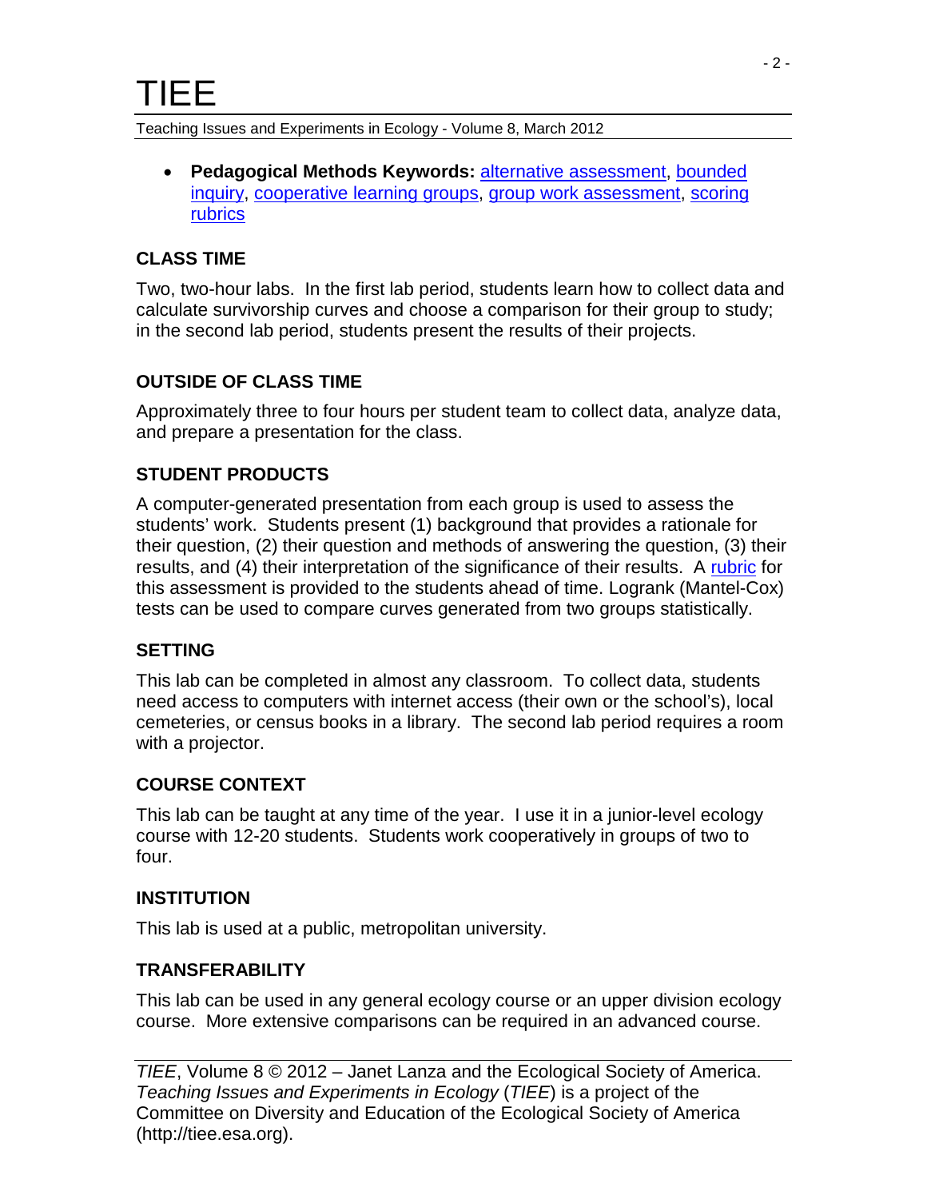- **Pedagogical Methods Keywords:** alternative assessment, bounded inquiry, cooperative learning groups, group work assessment, scoring rubrics

### CLASS TIME

Two, two-hour labs. In the first lab period, students learn how to collect data and calculate survivorship curves and choose a comparison for their group to study; in the second lab period, students present the results of their projects.

### OUTSIDE OF CLASS TIME

Approximately three to four hours per student team to collect data, analyze data, and prepare a presentation for the class.

### STUDENT PRODUCTS

A computer-generated presentation from each group is used to assess the students' work. Students present (1) background that provides a rationale for their question, (2) their question and methods of answering the question, (3) their results, and (4) their interpretation of the significance of their results. A rubric for this assessment is provided to the students ahead of time. Logrank (Mantel-Cox) tests can be used to compare curves generated from two groups statistically.

### SETTING

This lab can be completed in almost any classroom. To collect data, students need access to computers with internet access (their own or the school's), local cemeteries, or census books in a library. The second lab period requires a room with a projector.

### COURSE CONTEXT

This lab can be taught at any time of the year. I use it in a junior-level ecology course with 12-20 students. Students work cooperatively in groups of two to four.

### INSTITUTION

This lab is used at a public, metropolitan university.

### TRANSFERABILITY

This lab can be used in any general ecology course or an upper division ecology course. More extensive comparisons can be required in an advanced course.

*TIEE*, Volume 8 © 2012 – Janet Lanza and the Ecological Society of America. *Teaching Issues and Experiments in Ecology* (*TIEE*) is a project of the Committee on Diversity and Education of the Ecological Society of America (http://tiee.esa.org).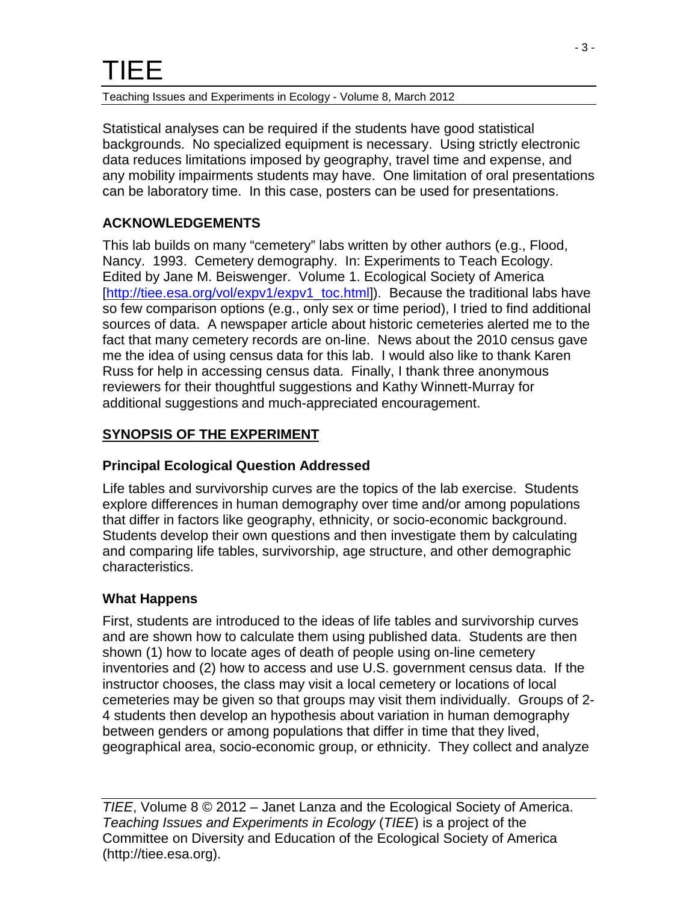Statistical analyses can be required if the students have good statistical backgrounds. No specialized equipment is necessary. Using strictly electronic data reduces limitations imposed by geography, travel time and expense, and any mobility impairments students may have. One limitation of oral presentations can be laboratory time. In this case, posters can be used for presentations.

## ACKNOWLEDGEMENTS

This lab builds on many "cemetery" labs written by other authors (e.g., Flood, Nancy. 1993. Cemetery demography. In: Experiments to Teach Ecology. Edited by Jane M. Beiswenger. Volume 1. Ecological Society of America [http://tiee.esa.org/vol/expv1/expv1_toc.html]). Because the traditional labs have so few comparison options (e.g., only sex or time period), I tried to find additional sources of data. A newspaper article about historic cemeteries alerted me to the fact that many cemetery records are on-line. News about the 2010 census gave me the idea of using census data for this lab. I would also like to thank Karen Russ for help in accessing census data. Finally, I thank three anonymous reviewers for their thoughtful suggestions and Kathy Winnett-Murray for additional suggestions and much-appreciated encouragement.

## SYNOPSIS OF THE EXPERIMENT

### Principal Ecological Question Addressed

Life tables and survivorship curves are the topics of the lab exercise. Students explore differences in human demography over time and/or among populations that differ in factors like geography, ethnicity, or socio-economic background. Students develop their own questions and then investigate them by calculating and comparing life tables, survivorship, age structure, and other demographic characteristics.

### What Happens

First, students are introduced to the ideas of life tables and survivorship curves and are shown how to calculate them using published data. Students are then shown (1) how to locate ages of death of people using on-line cemetery inventories and (2) how to access and use U.S. government census data. If the instructor chooses, the class may visit a local cemetery or locations of local cemeteries may be given so that groups may visit them individually. Groups of 2-4 students then develop an hypothesis about variation in human demography between genders or among populations that differ in time that they lived, geographical area, socio-economic group, or ethnicity. They collect and analyze

*TIEE*, Volume 8 © 2012 – Janet Lanza and the Ecological Society of America. *Teaching Issues and Experiments in Ecology* (*TIEE*) is a project of the Committee on Diversity and Education of the Ecological Society of America (http://tiee.esa.org).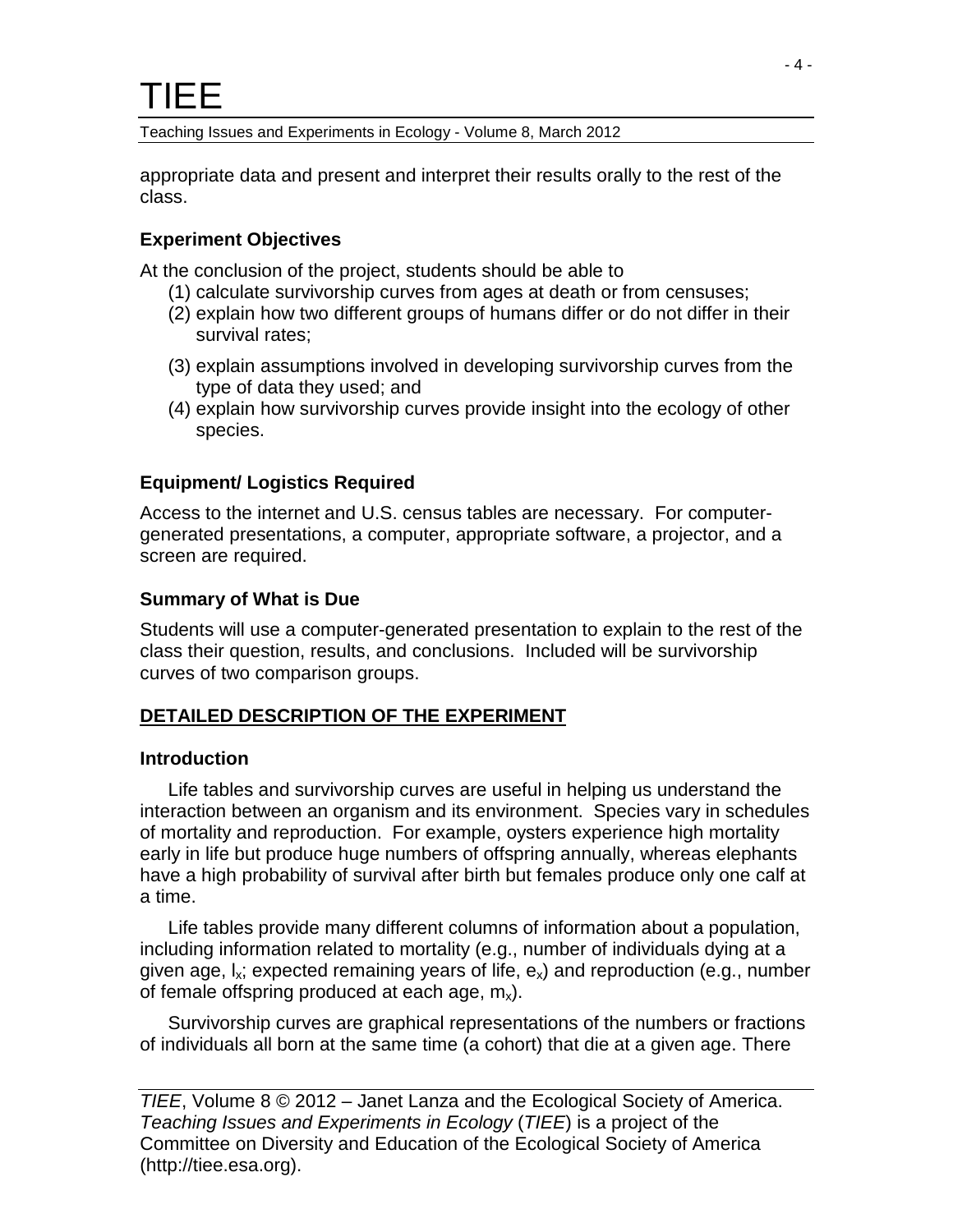appropriate data and present and interpret their results orally to the rest of the class.

### Experiment Objectives

At the conclusion of the project, students should be able to

(1) calculate survivorship curves from ages at death or from censuses;
(2) explain how two different groups of humans differ or do not differ in their survival rates;
(3) explain assumptions involved in developing survivorship curves from the type of data they used; and
(4) explain how survivorship curves provide insight into the ecology of other species.

### Equipment/ Logistics Required

Access to the internet and U.S. census tables are necessary. For computer-generated presentations, a computer, appropriate software, a projector, and a screen are required.

### Summary of What is Due

Students will use a computer-generated presentation to explain to the rest of the class their question, results, and conclusions. Included will be survivorship curves of two comparison groups.

## DETAILED DESCRIPTION OF THE EXPERIMENT

### Introduction

Life tables and survivorship curves are useful in helping us understand the interaction between an organism and its environment. Species vary in schedules of mortality and reproduction. For example, oysters experience high mortality early in life but produce huge numbers of offspring annually, whereas elephants have a high probability of survival after birth but females produce only one calf at a time.

Life tables provide many different columns of information about a population, including information related to mortality (e.g., number of individuals dying at a given age, $l_x$; expected remaining years of life, $e_x$) and reproduction (e.g., number of female offspring produced at each age, $m_x$).

Survivorship curves are graphical representations of the numbers or fractions of individuals all born at the same time (a cohort) that die at a given age. There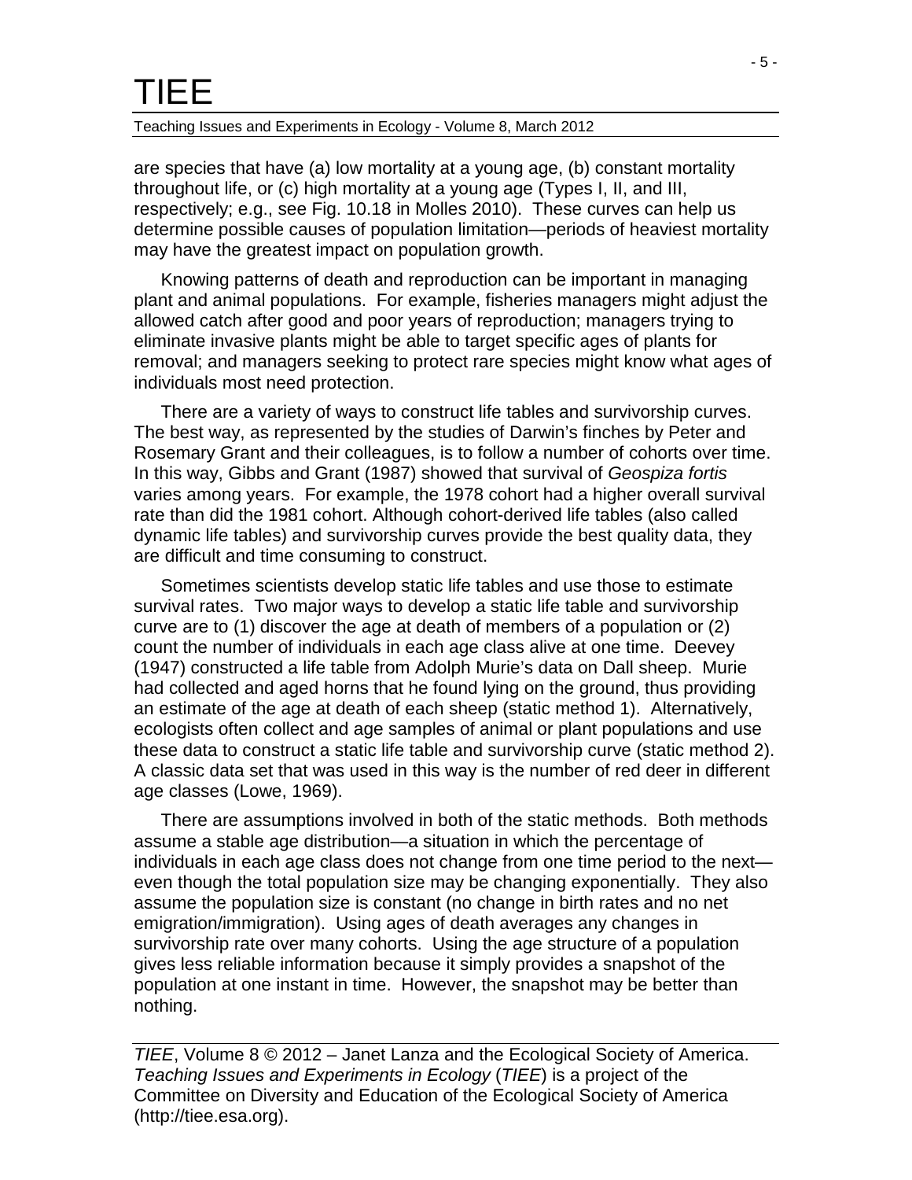are species that have (a) low mortality at a young age, (b) constant mortality throughout life, or (c) high mortality at a young age (Types I, II, and III, respectively; e.g., see Fig. 10.18 in Molles 2010). These curves can help us determine possible causes of population limitation—periods of heaviest mortality may have the greatest impact on population growth.

Knowing patterns of death and reproduction can be important in managing plant and animal populations. For example, fisheries managers might adjust the allowed catch after good and poor years of reproduction; managers trying to eliminate invasive plants might be able to target specific ages of plants for removal; and managers seeking to protect rare species might know what ages of individuals most need protection.

There are a variety of ways to construct life tables and survivorship curves. The best way, as represented by the studies of Darwin's finches by Peter and Rosemary Grant and their colleagues, is to follow a number of cohorts over time. In this way, Gibbs and Grant (1987) showed that survival of *Geospiza fortis* varies among years. For example, the 1978 cohort had a higher overall survival rate than did the 1981 cohort. Although cohort-derived life tables (also called dynamic life tables) and survivorship curves provide the best quality data, they are difficult and time consuming to construct.

Sometimes scientists develop static life tables and use those to estimate survival rates. Two major ways to develop a static life table and survivorship curve are to (1) discover the age at death of members of a population or (2) count the number of individuals in each age class alive at one time. Deevey (1947) constructed a life table from Adolph Murie's data on Dall sheep. Murie had collected and aged horns that he found lying on the ground, thus providing an estimate of the age at death of each sheep (static method 1). Alternatively, ecologists often collect and age samples of animal or plant populations and use these data to construct a static life table and survivorship curve (static method 2). A classic data set that was used in this way is the number of red deer in different age classes (Lowe, 1969).

There are assumptions involved in both of the static methods. Both methods assume a stable age distribution—a situation in which the percentage of individuals in each age class does not change from one time period to the next—even though the total population size may be changing exponentially. They also assume the population size is constant (no change in birth rates and no net emigration/immigration). Using ages of death averages any changes in survivorship rate over many cohorts. Using the age structure of a population gives less reliable information because it simply provides a snapshot of the population at one instant in time. However, the snapshot may be better than nothing.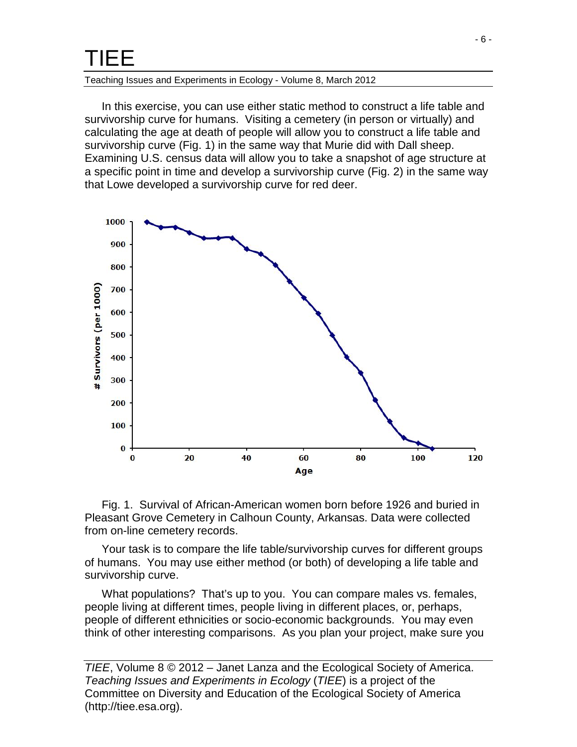In this exercise, you can use either static method to construct a life table and survivorship curve for humans. Visiting a cemetery (in person or virtually) and calculating the age at death of people will allow you to construct a life table and survivorship curve (Fig. 1) in the same way that Murie did with Dall sheep. Examining U.S. census data will allow you to take a snapshot of age structure at a specific point in time and develop a survivorship curve (Fig. 2) in the same way that Lowe developed a survivorship curve for red deer.

# Survivors (per 1000)

1000
900
800
700
600
500
400
300
200
100
0

0
20
40
60
80
100
120

Age

Fig. 1. Survival of African-American women born before 1926 and buried in Pleasant Grove Cemetery in Calhoun County, Arkansas. Data were collected from on-line cemetery records.

Your task is to compare the life table/survivorship curves for different groups of humans. You may use either method (or both) of developing a life table and survivorship curve.

What populations? That's up to you. You can compare males vs. females, people living at different times, people living in different places, or, perhaps, people of different ethnicities or socio-economic backgrounds. You may even think of other interesting comparisons. As you plan your project, make sure you

*TIEE*, Volume 8 © 2012 – Janet Lanza and the Ecological Society of America. *Teaching Issues and Experiments in Ecology* (*TIEE*) is a project of the Committee on Diversity and Education of the Ecological Society of America (http://tiee.esa.org).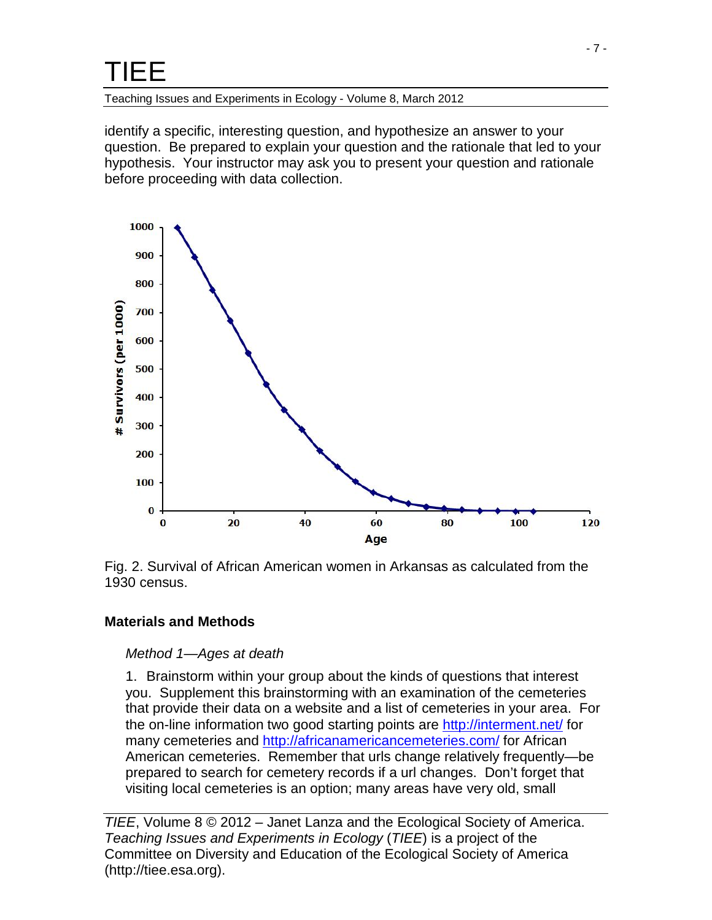identify a specific, interesting question, and hypothesize an answer to your question. Be prepared to explain your question and the rationale that led to your hypothesis. Your instructor may ask you to present your question and rationale before proceeding with data collection.

1000
900
800
700
600
500
400
300
200
100
0
# Survivors (per 1000)
0
20
40
60
80
100
120
Age

Fig. 2. Survival of African American women in Arkansas as calculated from the 1930 census.

## Materials and Methods

*Method 1—Ages at death*

1. Brainstorm within your group about the kinds of questions that interest you. Supplement this brainstorming with an examination of the cemeteries that provide their data on a website and a list of cemeteries in your area. For the on-line information two good starting points are http://interment.net/ for many cemeteries and http://africanamericancemeteries.com/ for African American cemeteries. Remember that urls change relatively frequently—be prepared to search for cemetery records if a url changes. Don't forget that visiting local cemeteries is an option; many areas have very old, small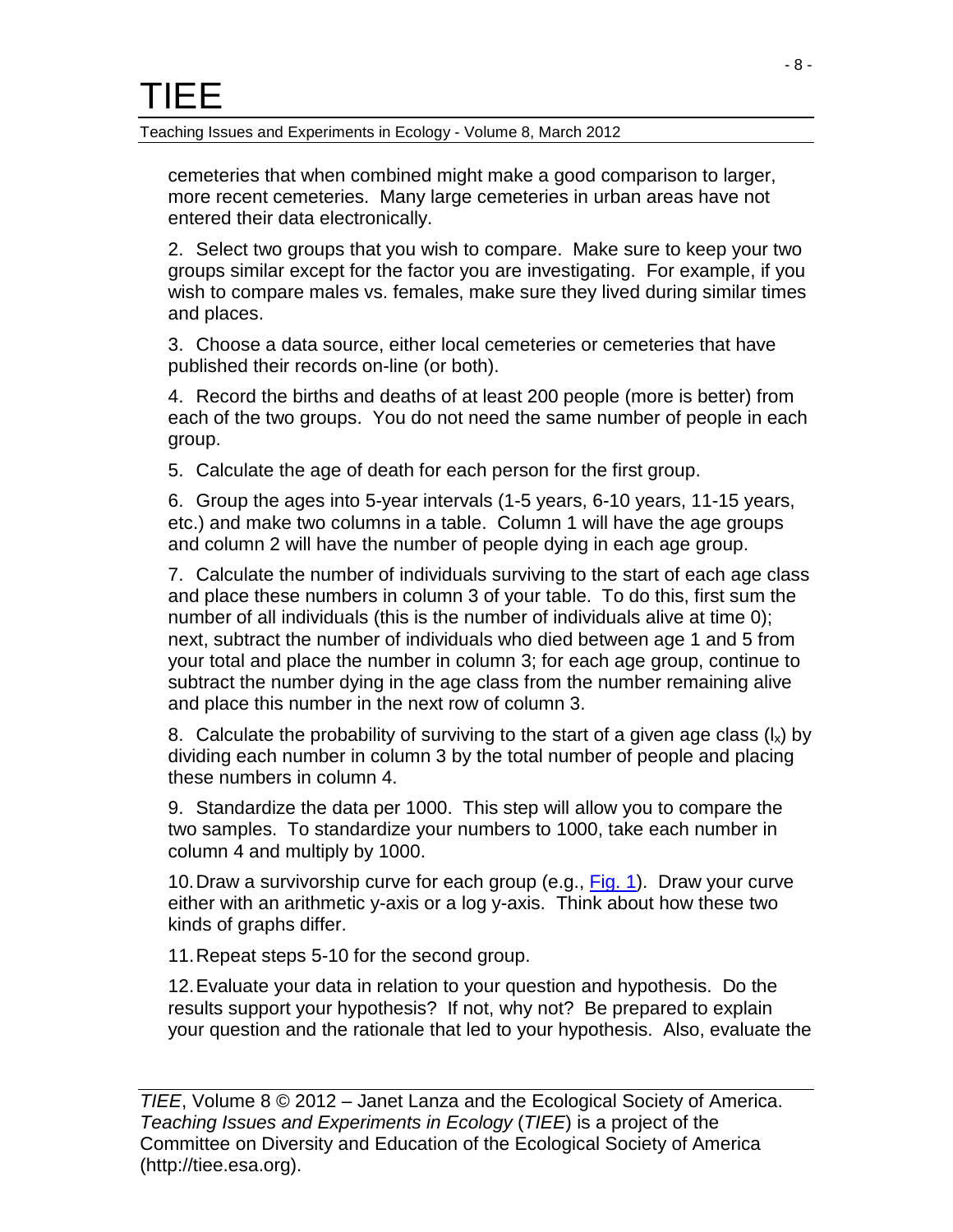cemeteries that when combined might make a good comparison to larger, more recent cemeteries. Many large cemeteries in urban areas have not entered their data electronically.

2. Select two groups that you wish to compare. Make sure to keep your two groups similar except for the factor you are investigating. For example, if you wish to compare males vs. females, make sure they lived during similar times and places.

3. Choose a data source, either local cemeteries or cemeteries that have published their records on-line (or both).

4. Record the births and deaths of at least 200 people (more is better) from each of the two groups. You do not need the same number of people in each group.

5. Calculate the age of death for each person for the first group.

6. Group the ages into 5-year intervals (1-5 years, 6-10 years, 11-15 years, etc.) and make two columns in a table. Column 1 will have the age groups and column 2 will have the number of people dying in each age group.

7. Calculate the number of individuals surviving to the start of each age class and place these numbers in column 3 of your table. To do this, first sum the number of all individuals (this is the number of individuals alive at time 0); next, subtract the number of individuals who died between age 1 and 5 from your total and place the number in column 3; for each age group, continue to subtract the number dying in the age class from the number remaining alive and place this number in the next row of column 3.

8. Calculate the probability of surviving to the start of a given age class ($l_x$) by dividing each number in column 3 by the total number of people and placing these numbers in column 4.

9. Standardize the data per 1000. This step will allow you to compare the two samples. To standardize your numbers to 1000, take each number in column 4 and multiply by 1000.

10. Draw a survivorship curve for each group (e.g., Fig. 1). Draw your curve either with an arithmetic y-axis or a log y-axis. Think about how these two kinds of graphs differ.

11. Repeat steps 5-10 for the second group.

12. Evaluate your data in relation to your question and hypothesis. Do the results support your hypothesis? If not, why not? Be prepared to explain your question and the rationale that led to your hypothesis. Also, evaluate the

*TIEE*, Volume 8 © 2012 – Janet Lanza and the Ecological Society of America. *Teaching Issues and Experiments in Ecology* (*TIEE*) is a project of the Committee on Diversity and Education of the Ecological Society of America (http://tiee.esa.org).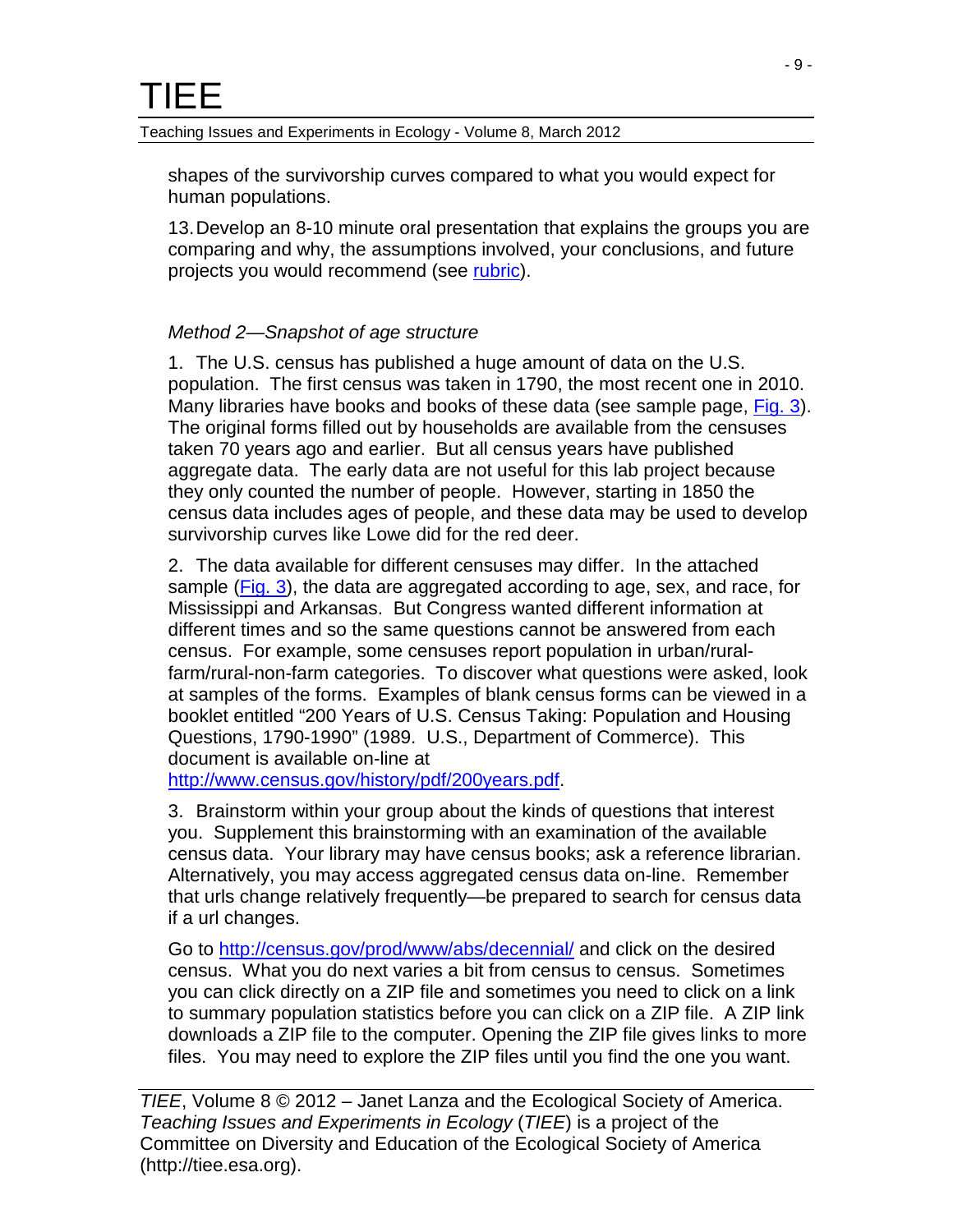shapes of the survivorship curves compared to what you would expect for human populations.

13. Develop an 8-10 minute oral presentation that explains the groups you are comparing and why, the assumptions involved, your conclusions, and future projects you would recommend (see [rubric](#)).

*Method 2—Snapshot of age structure*

1. The U.S. census has published a huge amount of data on the U.S. population. The first census was taken in 1790, the most recent one in 2010. Many libraries have books and books of these data (see sample page, [Fig. 3](#)). The original forms filled out by households are available from the censuses taken 70 years ago and earlier. But all census years have published aggregate data. The early data are not useful for this lab project because they only counted the number of people. However, starting in 1850 the census data includes ages of people, and these data may be used to develop survivorship curves like Lowe did for the red deer.

2. The data available for different censuses may differ. In the attached sample ([Fig. 3](#)), the data are aggregated according to age, sex, and race, for Mississippi and Arkansas. But Congress wanted different information at different times and so the same questions cannot be answered from each census. For example, some censuses report population in urban/rural-farm/rural-non-farm categories. To discover what questions were asked, look at samples of the forms. Examples of blank census forms can be viewed in a booklet entitled "200 Years of U.S. Census Taking: Population and Housing Questions, 1790-1990" (1989. U.S., Department of Commerce). This document is available on-line at [http://www.census.gov/history/pdf/200years.pdf](http://www.census.gov/history/pdf/200years.pdf).

3. Brainstorm within your group about the kinds of questions that interest you. Supplement this brainstorming with an examination of the available census data. Your library may have census books; ask a reference librarian. Alternatively, you may access aggregated census data on-line. Remember that urls change relatively frequently—be prepared to search for census data if a url changes.

Go to [http://census.gov/prod/www/abs/decennial/](http://census.gov/prod/www/abs/decennial/) and click on the desired census. What you do next varies a bit from census to census. Sometimes you can click directly on a ZIP file and sometimes you need to click on a link to summary population statistics before you can click on a ZIP file. A ZIP link downloads a ZIP file to the computer. Opening the ZIP file gives links to more files. You may need to explore the ZIP files until you find the one you want.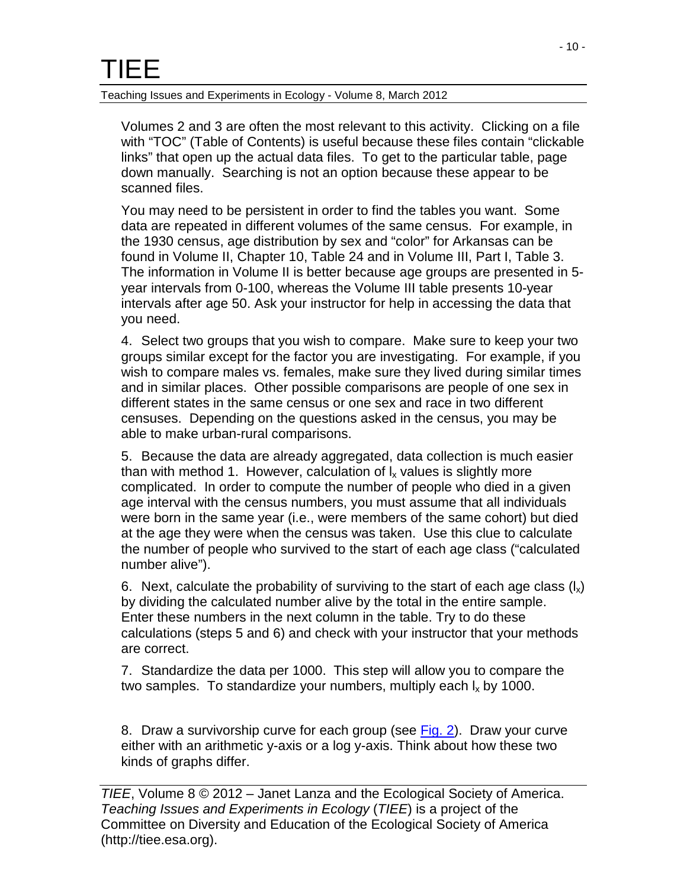Volumes 2 and 3 are often the most relevant to this activity. Clicking on a file with "TOC" (Table of Contents) is useful because these files contain "clickable links" that open up the actual data files. To get to the particular table, page down manually. Searching is not an option because these appear to be scanned files.

You may need to be persistent in order to find the tables you want. Some data are repeated in different volumes of the same census. For example, in the 1930 census, age distribution by sex and "color" for Arkansas can be found in Volume II, Chapter 10, Table 24 and in Volume III, Part I, Table 3. The information in Volume II is better because age groups are presented in 5-year intervals from 0-100, whereas the Volume III table presents 10-year intervals after age 50. Ask your instructor for help in accessing the data that you need.

4. Select two groups that you wish to compare. Make sure to keep your two groups similar except for the factor you are investigating. For example, if you wish to compare males vs. females, make sure they lived during similar times and in similar places. Other possible comparisons are people of one sex in different states in the same census or one sex and race in two different censuses. Depending on the questions asked in the census, you may be able to make urban-rural comparisons.

5. Because the data are already aggregated, data collection is much easier than with method 1. However, calculation of $l_x$ values is slightly more complicated. In order to compute the number of people who died in a given age interval with the census numbers, you must assume that all individuals were born in the same year (i.e., were members of the same cohort) but died at the age they were when the census was taken. Use this clue to calculate the number of people who survived to the start of each age class ("calculated number alive").

6. Next, calculate the probability of surviving to the start of each age class ($l_x$) by dividing the calculated number alive by the total in the entire sample. Enter these numbers in the next column in the table. Try to do these calculations (steps 5 and 6) and check with your instructor that your methods are correct.

7. Standardize the data per 1000. This step will allow you to compare the two samples. To standardize your numbers, multiply each $l_x$ by 1000.

8. Draw a survivorship curve for each group (see Fig. 2). Draw your curve either with an arithmetic y-axis or a log y-axis. Think about how these two kinds of graphs differ.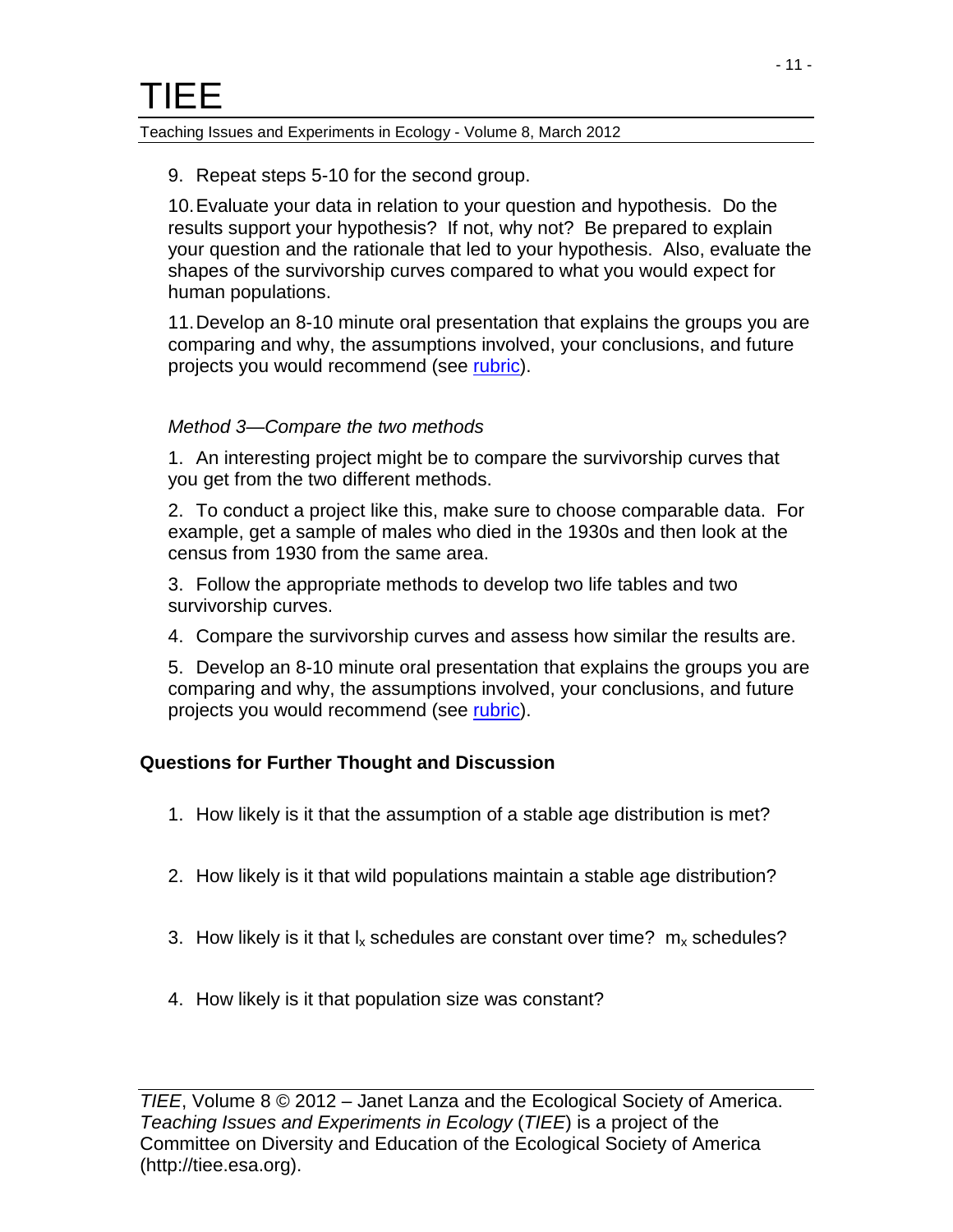9. Repeat steps 5-10 for the second group.

10. Evaluate your data in relation to your question and hypothesis. Do the results support your hypothesis? If not, why not? Be prepared to explain your question and the rationale that led to your hypothesis. Also, evaluate the shapes of the survivorship curves compared to what you would expect for human populations.

11. Develop an 8-10 minute oral presentation that explains the groups you are comparing and why, the assumptions involved, your conclusions, and future projects you would recommend (see [rubric](rubric)).

*Method 3—Compare the two methods*

1. An interesting project might be to compare the survivorship curves that you get from the two different methods.

2. To conduct a project like this, make sure to choose comparable data. For example, get a sample of males who died in the 1930s and then look at the census from 1930 from the same area.

3. Follow the appropriate methods to develop two life tables and two survivorship curves.

4. Compare the survivorship curves and assess how similar the results are.

5. Develop an 8-10 minute oral presentation that explains the groups you are comparing and why, the assumptions involved, your conclusions, and future projects you would recommend (see [rubric](rubric)).

### Questions for Further Thought and Discussion

1. How likely is it that the assumption of a stable age distribution is met?

2. How likely is it that wild populations maintain a stable age distribution?

3. How likely is it that $l_x$ schedules are constant over time? $m_x$ schedules?

4. How likely is it that population size was constant?

*TIEE*, Volume 8 © 2012 – Janet Lanza and the Ecological Society of America. *Teaching Issues and Experiments in Ecology* (*TIEE*) is a project of the Committee on Diversity and Education of the Ecological Society of America (http://tiee.esa.org).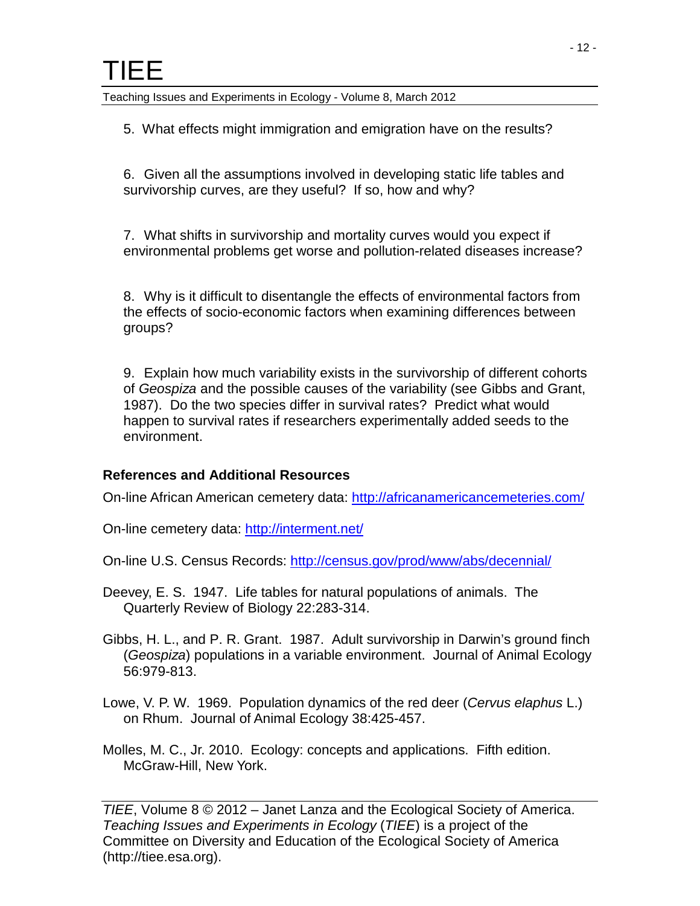5. What effects might immigration and emigration have on the results?

6. Given all the assumptions involved in developing static life tables and survivorship curves, are they useful? If so, how and why?

7. What shifts in survivorship and mortality curves would you expect if environmental problems get worse and pollution-related diseases increase?

8. Why is it difficult to disentangle the effects of environmental factors from the effects of socio-economic factors when examining differences between groups?

9. Explain how much variability exists in the survivorship of different cohorts of *Geospiza* and the possible causes of the variability (see Gibbs and Grant, 1987). Do the two species differ in survival rates? Predict what would happen to survival rates if researchers experimentally added seeds to the environment.

**References and Additional Resources**

On-line African American cemetery data: http://africanamericancemeteries.com/

On-line cemetery data: http://interment.net/

On-line U.S. Census Records: http://census.gov/prod/www/abs/decennial/

Deevey, E. S. 1947. Life tables for natural populations of animals. The Quarterly Review of Biology 22:283-314.

Gibbs, H. L., and P. R. Grant. 1987. Adult survivorship in Darwin's ground finch (*Geospiza*) populations in a variable environment. Journal of Animal Ecology 56:979-813.

Lowe, V. P. W. 1969. Population dynamics of the red deer (*Cervus elaphus* L.) on Rhum. Journal of Animal Ecology 38:425-457.

Molles, M. C., Jr. 2010. Ecology: concepts and applications. Fifth edition. McGraw-Hill, New York.

*TIEE*, Volume 8 © 2012 – Janet Lanza and the Ecological Society of America. *Teaching Issues and Experiments in Ecology* (*TIEE*) is a project of the Committee on Diversity and Education of the Ecological Society of America (http://tiee.esa.org).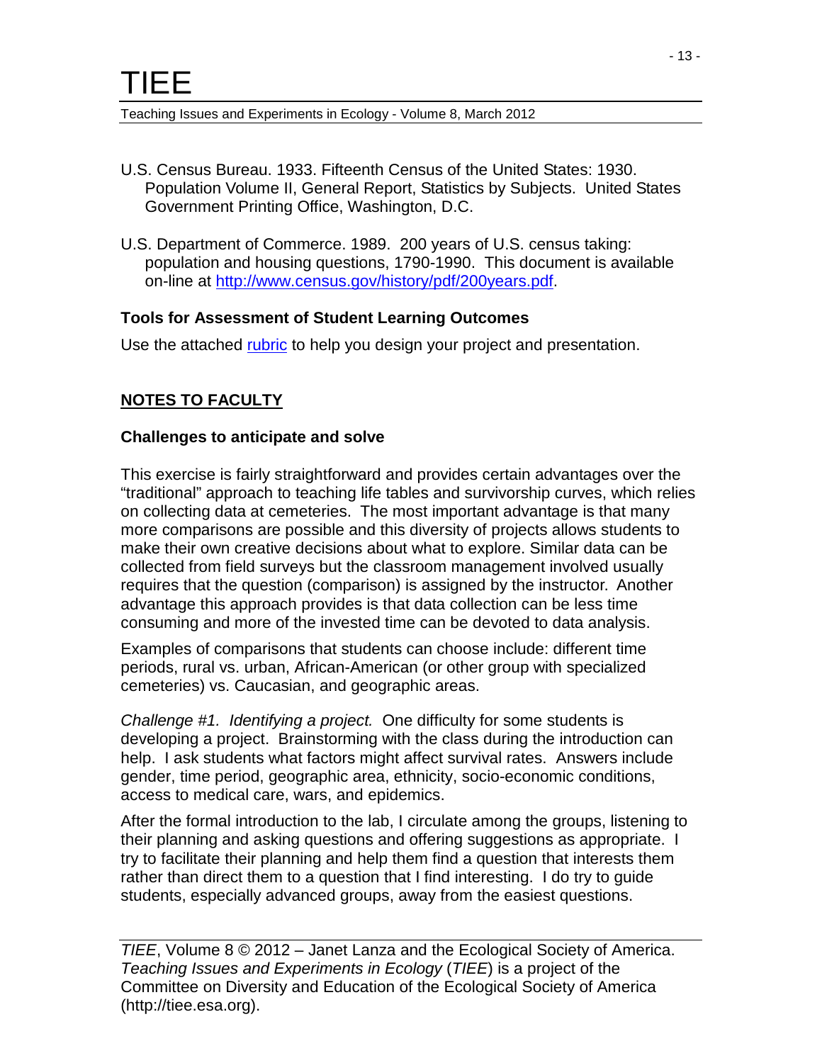U.S. Census Bureau. 1933. Fifteenth Census of the United States: 1930. Population Volume II, General Report, Statistics by Subjects. United States Government Printing Office, Washington, D.C.

U.S. Department of Commerce. 1989. 200 years of U.S. census taking: population and housing questions, 1790-1990. This document is available on-line at [http://www.census.gov/history/pdf/200years.pdf](http://www.census.gov/history/pdf/200years.pdf).

### Tools for Assessment of Student Learning Outcomes

Use the attached [rubric](#) to help you design your project and presentation.

## NOTES TO FACULTY

### Challenges to anticipate and solve

This exercise is fairly straightforward and provides certain advantages over the "traditional" approach to teaching life tables and survivorship curves, which relies on collecting data at cemeteries. The most important advantage is that many more comparisons are possible and this diversity of projects allows students to make their own creative decisions about what to explore. Similar data can be collected from field surveys but the classroom management involved usually requires that the question (comparison) is assigned by the instructor. Another advantage this approach provides is that data collection can be less time consuming and more of the invested time can be devoted to data analysis.

Examples of comparisons that students can choose include: different time periods, rural vs. urban, African-American (or other group with specialized cemeteries) vs. Caucasian, and geographic areas.

*Challenge #1. Identifying a project.* One difficulty for some students is developing a project. Brainstorming with the class during the introduction can help. I ask students what factors might affect survival rates. Answers include gender, time period, geographic area, ethnicity, socio-economic conditions, access to medical care, wars, and epidemics.

After the formal introduction to the lab, I circulate among the groups, listening to their planning and asking questions and offering suggestions as appropriate. I try to facilitate their planning and help them find a question that interests them rather than direct them to a question that I find interesting. I do try to guide students, especially advanced groups, away from the easiest questions.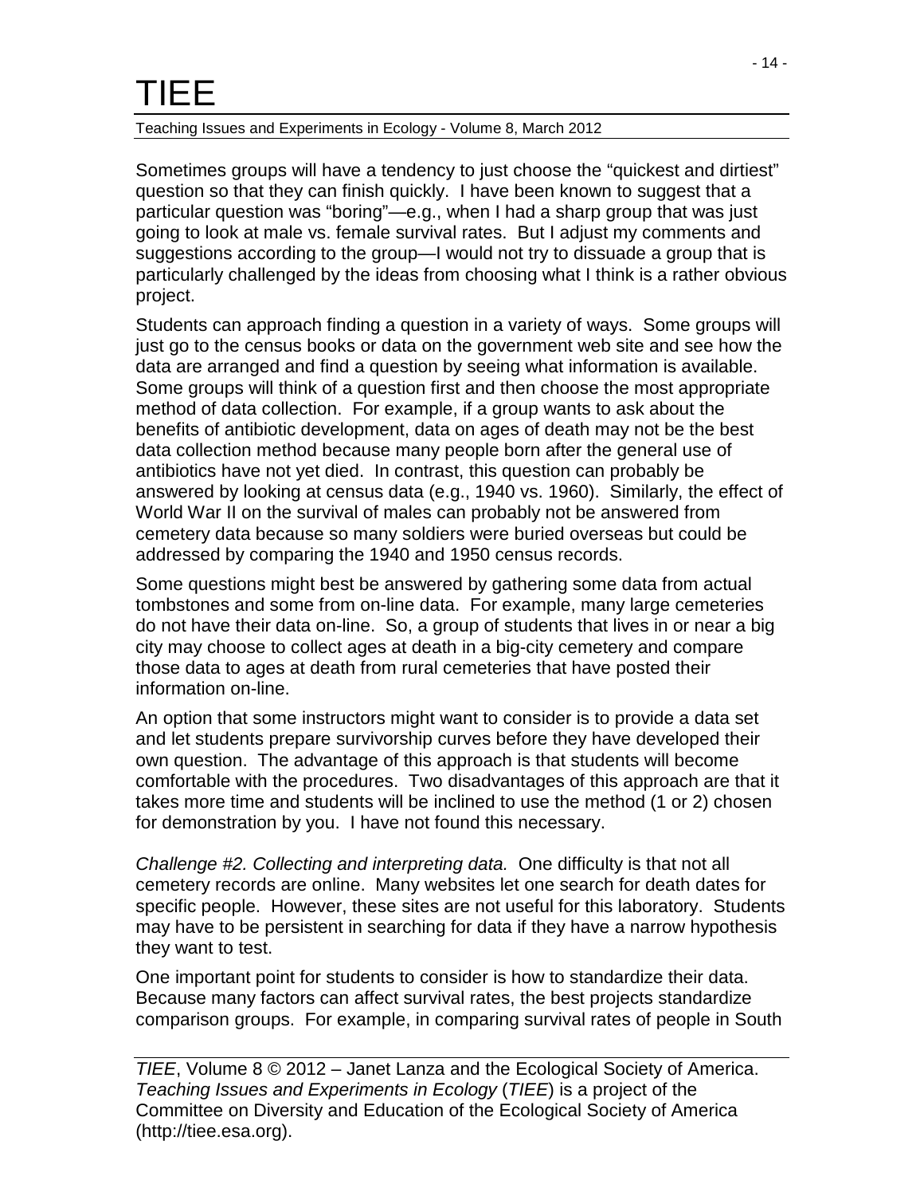Sometimes groups will have a tendency to just choose the "quickest and dirtiest" question so that they can finish quickly. I have been known to suggest that a particular question was "boring"—e.g., when I had a sharp group that was just going to look at male vs. female survival rates. But I adjust my comments and suggestions according to the group—I would not try to dissuade a group that is particularly challenged by the ideas from choosing what I think is a rather obvious project.

Students can approach finding a question in a variety of ways. Some groups will just go to the census books or data on the government web site and see how the data are arranged and find a question by seeing what information is available. Some groups will think of a question first and then choose the most appropriate method of data collection. For example, if a group wants to ask about the benefits of antibiotic development, data on ages of death may not be the best data collection method because many people born after the general use of antibiotics have not yet died. In contrast, this question can probably be answered by looking at census data (e.g., 1940 vs. 1960). Similarly, the effect of World War II on the survival of males can probably not be answered from cemetery data because so many soldiers were buried overseas but could be addressed by comparing the 1940 and 1950 census records.

Some questions might best be answered by gathering some data from actual tombstones and some from on-line data. For example, many large cemeteries do not have their data on-line. So, a group of students that lives in or near a big city may choose to collect ages at death in a big-city cemetery and compare those data to ages at death from rural cemeteries that have posted their information on-line.

An option that some instructors might want to consider is to provide a data set and let students prepare survivorship curves before they have developed their own question. The advantage of this approach is that students will become comfortable with the procedures. Two disadvantages of this approach are that it takes more time and students will be inclined to use the method (1 or 2) chosen for demonstration by you. I have not found this necessary.

*Challenge #2. Collecting and interpreting data.* One difficulty is that not all cemetery records are online. Many websites let one search for death dates for specific people. However, these sites are not useful for this laboratory. Students may have to be persistent in searching for data if they have a narrow hypothesis they want to test.

One important point for students to consider is how to standardize their data. Because many factors can affect survival rates, the best projects standardize comparison groups. For example, in comparing survival rates of people in South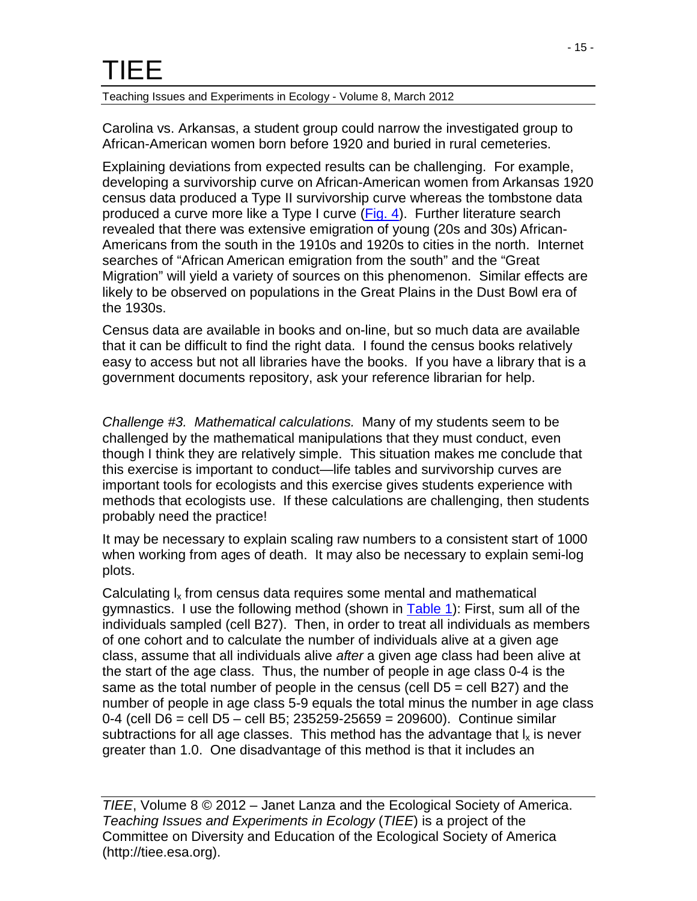Carolina vs. Arkansas, a student group could narrow the investigated group to African-American women born before 1920 and buried in rural cemeteries.

Explaining deviations from expected results can be challenging. For example, developing a survivorship curve on African-American women from Arkansas 1920 census data produced a Type II survivorship curve whereas the tombstone data produced a curve more like a Type I curve (Fig. 4). Further literature search revealed that there was extensive emigration of young (20s and 30s) African-Americans from the south in the 1910s and 1920s to cities in the north. Internet searches of "African American emigration from the south" and the "Great Migration" will yield a variety of sources on this phenomenon. Similar effects are likely to be observed on populations in the Great Plains in the Dust Bowl era of the 1930s.

Census data are available in books and on-line, but so much data are available that it can be difficult to find the right data. I found the census books relatively easy to access but not all libraries have the books. If you have a library that is a government documents repository, ask your reference librarian for help.

*Challenge #3. Mathematical calculations.* Many of my students seem to be challenged by the mathematical manipulations that they must conduct, even though I think they are relatively simple. This situation makes me conclude that this exercise is important to conduct—life tables and survivorship curves are important tools for ecologists and this exercise gives students experience with methods that ecologists use. If these calculations are challenging, then students probably need the practice!

It may be necessary to explain scaling raw numbers to a consistent start of 1000 when working from ages of death. It may also be necessary to explain semi-log plots.

Calculating $l_x$ from census data requires some mental and mathematical gymnastics. I use the following method (shown in Table 1): First, sum all of the individuals sampled (cell B27). Then, in order to treat all individuals as members of one cohort and to calculate the number of individuals alive at a given age class, assume that all individuals alive *after* a given age class had been alive at the start of the age class. Thus, the number of people in age class 0-4 is the same as the total number of people in the census (cell D5 = cell B27) and the number of people in age class 5-9 equals the total minus the number in age class 0-4 (cell D6 = cell D5 – cell B5; 235259-25659 = 209600). Continue similar subtractions for all age classes. This method has the advantage that $l_x$ is never greater than 1.0. One disadvantage of this method is that it includes an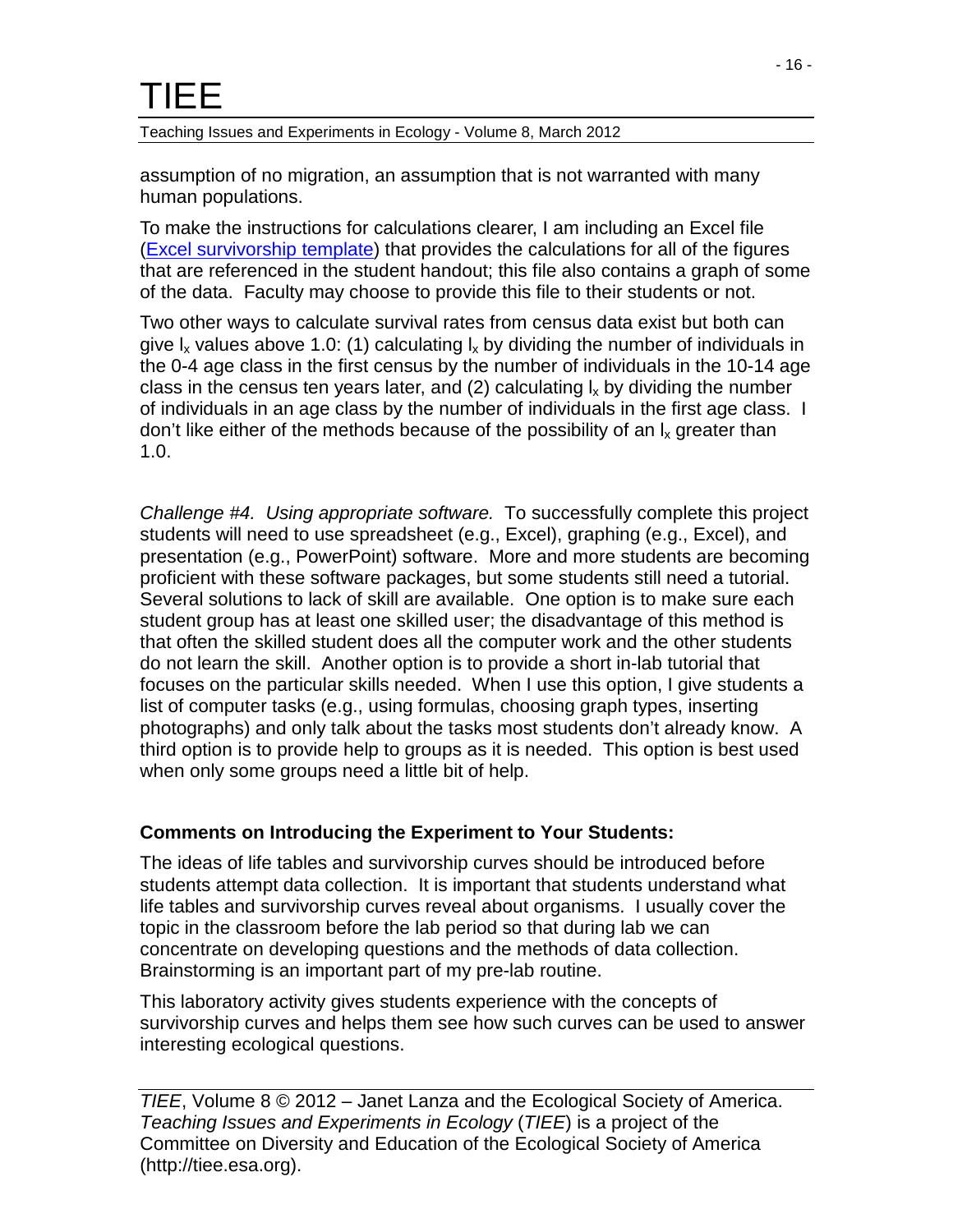assumption of no migration, an assumption that is not warranted with many human populations.

To make the instructions for calculations clearer, I am including an Excel file (Excel survivorship template) that provides the calculations for all of the figures that are referenced in the student handout; this file also contains a graph of some of the data. Faculty may choose to provide this file to their students or not.

Two other ways to calculate survival rates from census data exist but both can give $l_x$ values above 1.0: (1) calculating $l_x$ by dividing the number of individuals in the 0-4 age class in the first census by the number of individuals in the 10-14 age class in the census ten years later, and (2) calculating $l_x$ by dividing the number of individuals in an age class by the number of individuals in the first age class. I don't like either of the methods because of the possibility of an $l_x$ greater than 1.0.

*Challenge #4. Using appropriate software.* To successfully complete this project students will need to use spreadsheet (e.g., Excel), graphing (e.g., Excel), and presentation (e.g., PowerPoint) software. More and more students are becoming proficient with these software packages, but some students still need a tutorial. Several solutions to lack of skill are available. One option is to make sure each student group has at least one skilled user; the disadvantage of this method is that often the skilled student does all the computer work and the other students do not learn the skill. Another option is to provide a short in-lab tutorial that focuses on the particular skills needed. When I use this option, I give students a list of computer tasks (e.g., using formulas, choosing graph types, inserting photographs) and only talk about the tasks most students don't already know. A third option is to provide help to groups as it is needed. This option is best used when only some groups need a little bit of help.

**Comments on Introducing the Experiment to Your Students:**

The ideas of life tables and survivorship curves should be introduced before students attempt data collection. It is important that students understand what life tables and survivorship curves reveal about organisms. I usually cover the topic in the classroom before the lab period so that during lab we can concentrate on developing questions and the methods of data collection. Brainstorming is an important part of my pre-lab routine.

This laboratory activity gives students experience with the concepts of survivorship curves and helps them see how such curves can be used to answer interesting ecological questions.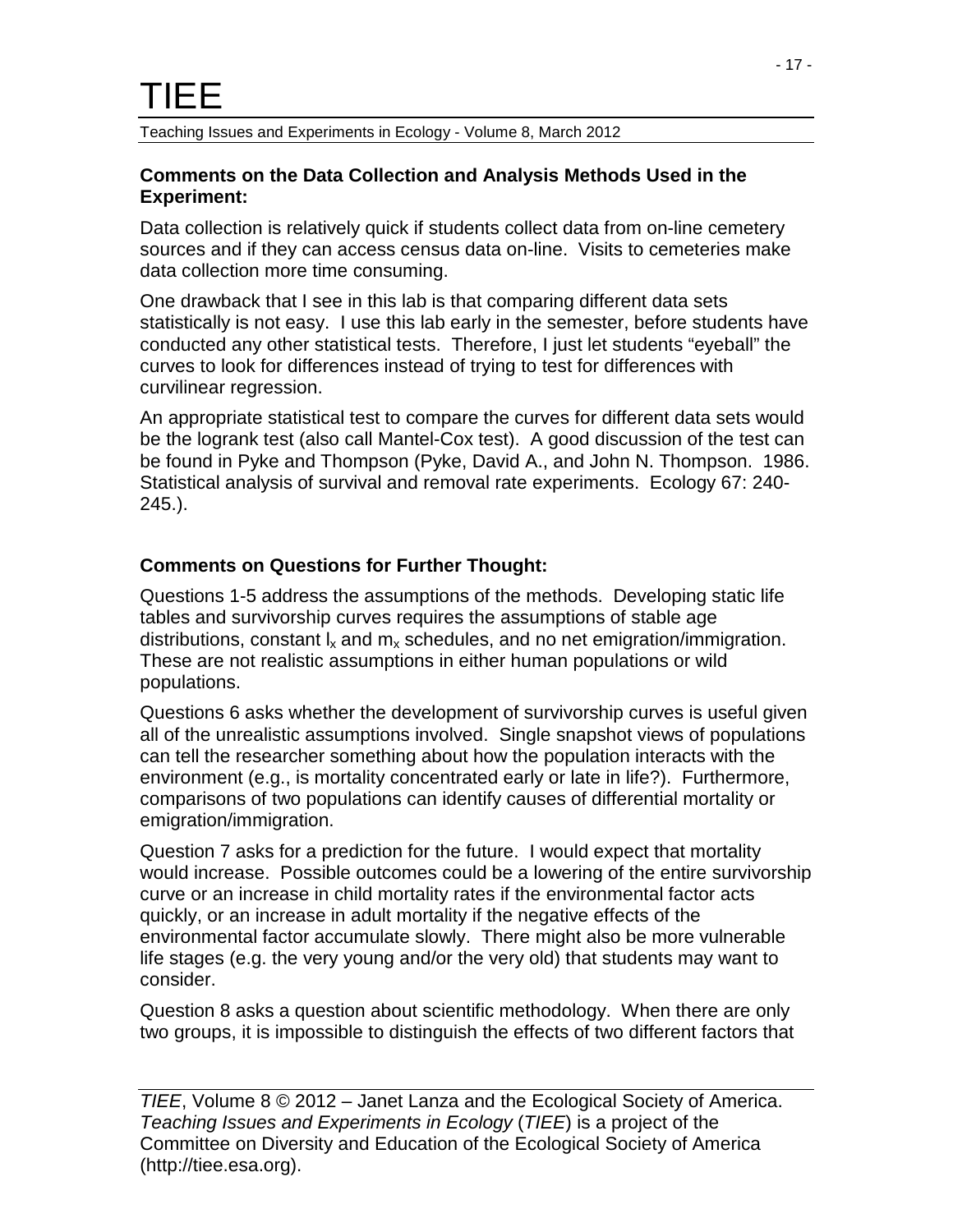**Comments on the Data Collection and Analysis Methods Used in the Experiment:**

Data collection is relatively quick if students collect data from on-line cemetery sources and if they can access census data on-line. Visits to cemeteries make data collection more time consuming.

One drawback that I see in this lab is that comparing different data sets statistically is not easy. I use this lab early in the semester, before students have conducted any other statistical tests. Therefore, I just let students "eyeball" the curves to look for differences instead of trying to test for differences with curvilinear regression.

An appropriate statistical test to compare the curves for different data sets would be the logrank test (also call Mantel-Cox test). A good discussion of the test can be found in Pyke and Thompson (Pyke, David A., and John N. Thompson. 1986. Statistical analysis of survival and removal rate experiments. Ecology 67: 240-245.).

**Comments on Questions for Further Thought:**

Questions 1-5 address the assumptions of the methods. Developing static life tables and survivorship curves requires the assumptions of stable age distributions, constant $l_x$ and $m_x$ schedules, and no net emigration/immigration. These are not realistic assumptions in either human populations or wild populations.

Questions 6 asks whether the development of survivorship curves is useful given all of the unrealistic assumptions involved. Single snapshot views of populations can tell the researcher something about how the population interacts with the environment (e.g., is mortality concentrated early or late in life?). Furthermore, comparisons of two populations can identify causes of differential mortality or emigration/immigration.

Question 7 asks for a prediction for the future. I would expect that mortality would increase. Possible outcomes could be a lowering of the entire survivorship curve or an increase in child mortality rates if the environmental factor acts quickly, or an increase in adult mortality if the negative effects of the environmental factor accumulate slowly. There might also be more vulnerable life stages (e.g. the very young and/or the very old) that students may want to consider.

Question 8 asks a question about scientific methodology. When there are only two groups, it is impossible to distinguish the effects of two different factors that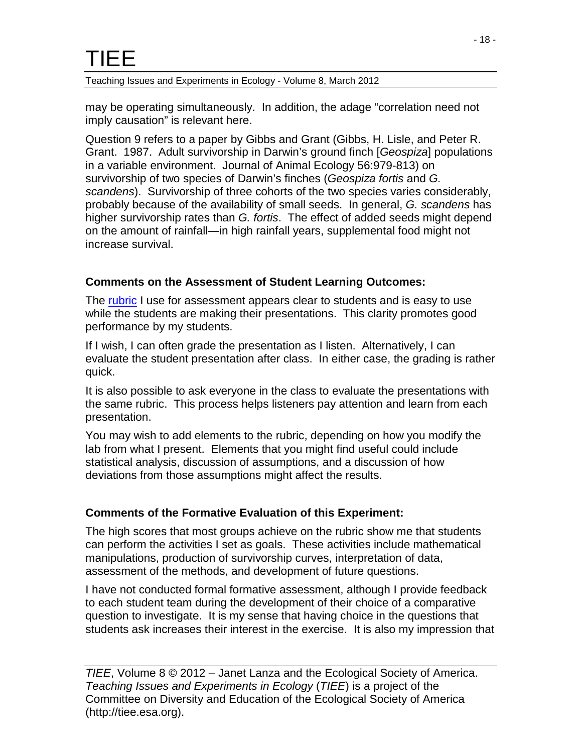may be operating simultaneously. In addition, the adage "correlation need not imply causation" is relevant here.

Question 9 refers to a paper by Gibbs and Grant (Gibbs, H. Lisle, and Peter R. Grant. 1987. Adult survivorship in Darwin's ground finch [*Geospiza*] populations in a variable environment. Journal of Animal Ecology 56:979-813) on survivorship of two species of Darwin's finches (*Geospiza fortis* and *G. scandens*). Survivorship of three cohorts of the two species varies considerably, probably because of the availability of small seeds. In general, *G. scandens* has higher survivorship rates than *G. fortis*. The effect of added seeds might depend on the amount of rainfall—in high rainfall years, supplemental food might not increase survival.

## Comments on the Assessment of Student Learning Outcomes:

The rubric I use for assessment appears clear to students and is easy to use while the students are making their presentations. This clarity promotes good performance by my students.

If I wish, I can often grade the presentation as I listen. Alternatively, I can evaluate the student presentation after class. In either case, the grading is rather quick.

It is also possible to ask everyone in the class to evaluate the presentations with the same rubric. This process helps listeners pay attention and learn from each presentation.

You may wish to add elements to the rubric, depending on how you modify the lab from what I present. Elements that you might find useful could include statistical analysis, discussion of assumptions, and a discussion of how deviations from those assumptions might affect the results.

## Comments of the Formative Evaluation of this Experiment:

The high scores that most groups achieve on the rubric show me that students can perform the activities I set as goals. These activities include mathematical manipulations, production of survivorship curves, interpretation of data, assessment of the methods, and development of future questions.

I have not conducted formal formative assessment, although I provide feedback to each student team during the development of their choice of a comparative question to investigate. It is my sense that having choice in the questions that students ask increases their interest in the exercise. It is also my impression that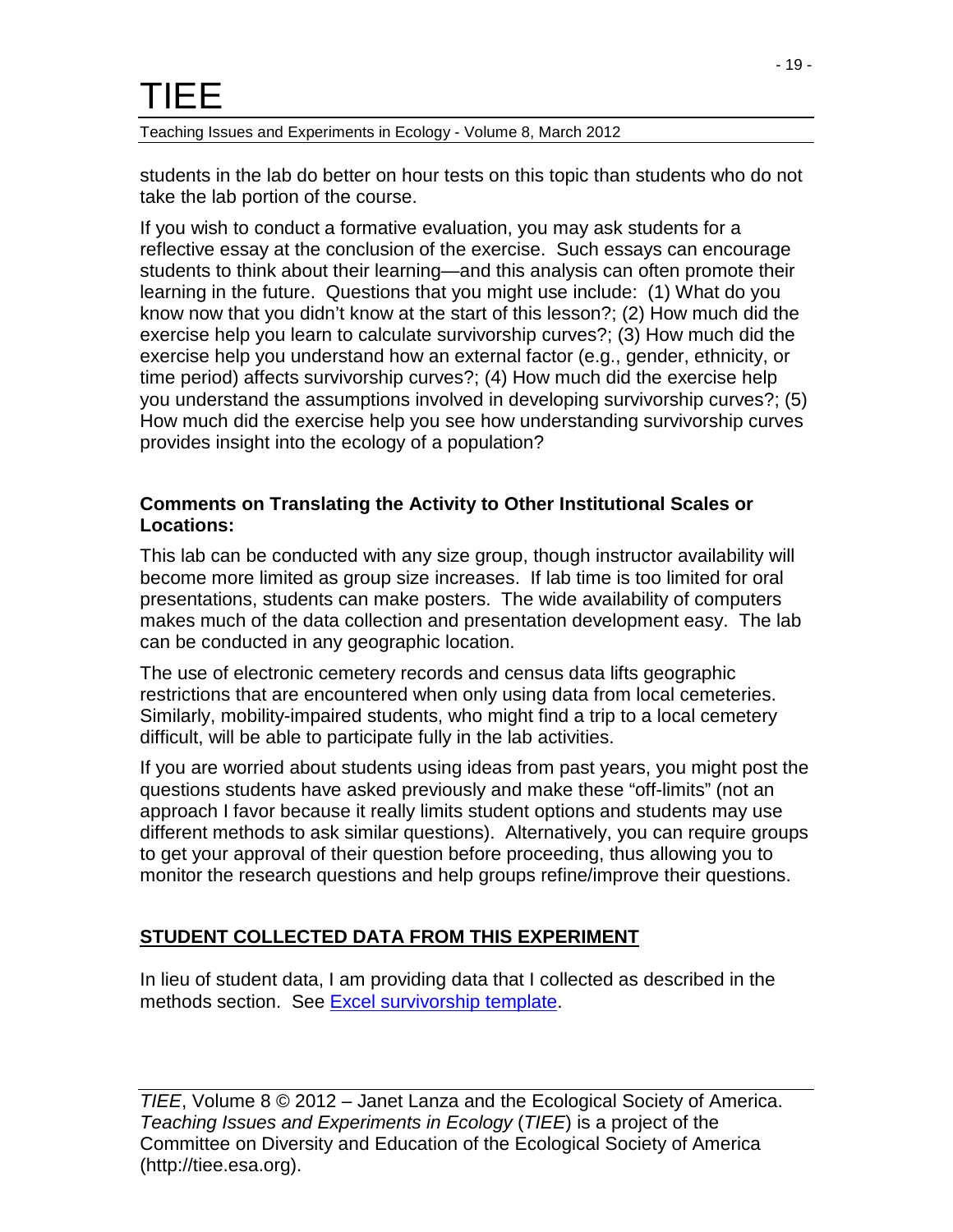students in the lab do better on hour tests on this topic than students who do not take the lab portion of the course.

If you wish to conduct a formative evaluation, you may ask students for a reflective essay at the conclusion of the exercise. Such essays can encourage students to think about their learning—and this analysis can often promote their learning in the future. Questions that you might use include: (1) What do you know now that you didn't know at the start of this lesson?; (2) How much did the exercise help you learn to calculate survivorship curves?; (3) How much did the exercise help you understand how an external factor (e.g., gender, ethnicity, or time period) affects survivorship curves?; (4) How much did the exercise help you understand the assumptions involved in developing survivorship curves?; (5) How much did the exercise help you see how understanding survivorship curves provides insight into the ecology of a population?

**Comments on Translating the Activity to Other Institutional Scales or Locations:**

This lab can be conducted with any size group, though instructor availability will become more limited as group size increases. If lab time is too limited for oral presentations, students can make posters. The wide availability of computers makes much of the data collection and presentation development easy. The lab can be conducted in any geographic location.

The use of electronic cemetery records and census data lifts geographic restrictions that are encountered when only using data from local cemeteries. Similarly, mobility-impaired students, who might find a trip to a local cemetery difficult, will be able to participate fully in the lab activities.

If you are worried about students using ideas from past years, you might post the questions students have asked previously and make these "off-limits" (not an approach I favor because it really limits student options and students may use different methods to ask similar questions). Alternatively, you can require groups to get your approval of their question before proceeding, thus allowing you to monitor the research questions and help groups refine/improve their questions.

## STUDENT COLLECTED DATA FROM THIS EXPERIMENT

In lieu of student data, I am providing data that I collected as described in the methods section. See Excel survivorship template.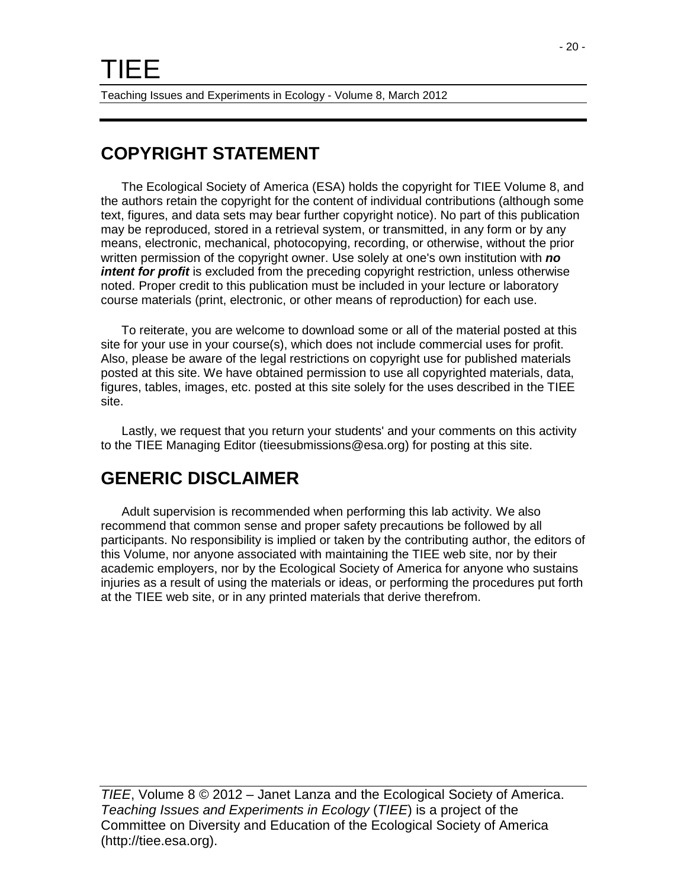## COPYRIGHT STATEMENT

The Ecological Society of America (ESA) holds the copyright for TIEE Volume 8, and the authors retain the copyright for the content of individual contributions (although some text, figures, and data sets may bear further copyright notice). No part of this publication may be reproduced, stored in a retrieval system, or transmitted, in any form or by any means, electronic, mechanical, photocopying, recording, or otherwise, without the prior written permission of the copyright owner. Use solely at one's own institution with ***no intent for profit*** is excluded from the preceding copyright restriction, unless otherwise noted. Proper credit to this publication must be included in your lecture or laboratory course materials (print, electronic, or other means of reproduction) for each use.

To reiterate, you are welcome to download some or all of the material posted at this site for your use in your course(s), which does not include commercial uses for profit. Also, please be aware of the legal restrictions on copyright use for published materials posted at this site. We have obtained permission to use all copyrighted materials, data, figures, tables, images, etc. posted at this site solely for the uses described in the TIEE site.

Lastly, we request that you return your students' and your comments on this activity to the TIEE Managing Editor (tieesubmissions@esa.org) for posting at this site.

## GENERIC DISCLAIMER

Adult supervision is recommended when performing this lab activity. We also recommend that common sense and proper safety precautions be followed by all participants. No responsibility is implied or taken by the contributing author, the editors of this Volume, nor anyone associated with maintaining the TIEE web site, nor by their academic employers, nor by the Ecological Society of America for anyone who sustains injuries as a result of using the materials or ideas, or performing the procedures put forth at the TIEE web site, or in any printed materials that derive therefrom.